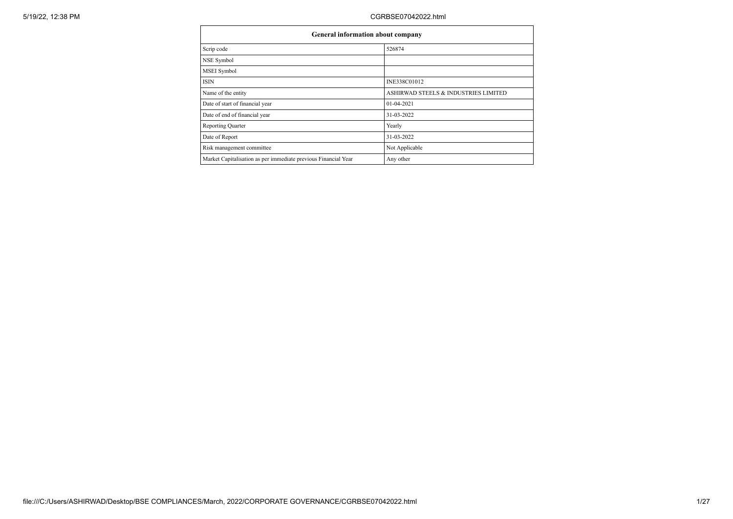| General information about company | |
|---|---|
| Scrip code | 526874 |
| NSE Symbol | |
| MSEI Symbol | |
| ISIN | INE338C01012 |
| Name of the entity | ASHIRWAD STEELS & INDUSTRIES LIMITED |
| Date of start of financial year | 01-04-2021 |
| Date of end of financial year | 31-03-2022 |
| Reporting Quarter | Yearly |
| Date of Report | 31-03-2022 |
| Risk management committee | Not Applicable |
| Market Capitalisation as per immediate previous Financial Year | Any other |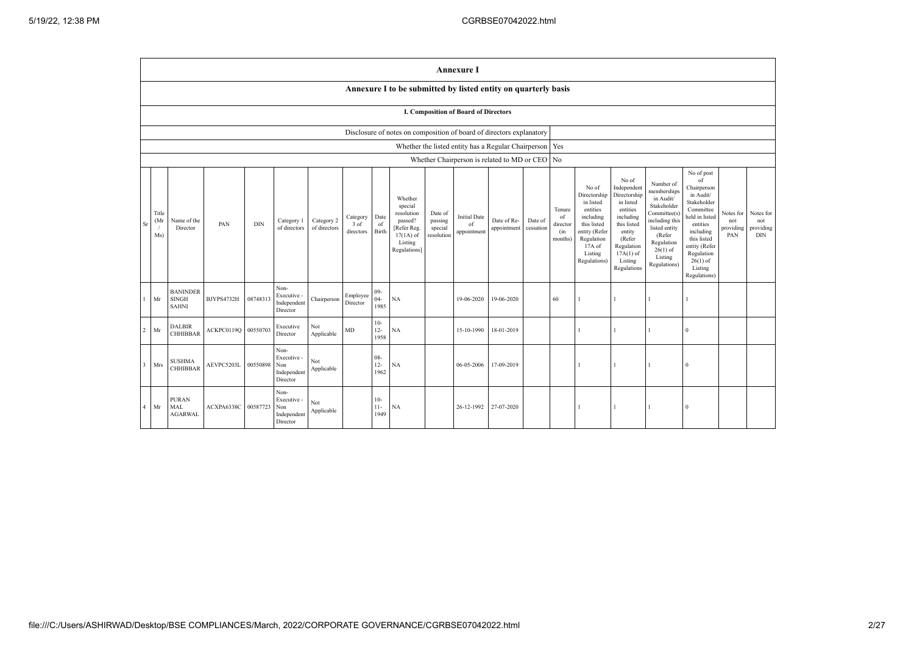# Annexure I

## Annexure I to be submitted by listed entity on quarterly basis

### I. Composition of Board of Directors

| Disclosure of notes on composition of board of directors explanatory | |
|---|---|
| Whether the listed entity has a Regular Chairperson | Yes |
| Whether Chairperson is related to MD or CEO | No |

| Sr | Title (Mr / Ms) | Name of the Director | PAN | DIN | Category 1 of directors | Category 2 of directors | Category 3 of directors | Date of Birth | Whether special resolution passed? [Refer Reg. 17(1A) of Listing Regulations] | Date of passing special resolution | Initial Date of appointment | Date of Re-appointment | Date of cessation | Tenure of director (in months) | No of Directorship in listed entities including this listed entity (Refer Regulation 17A of Listing Regulations) | No of Independent Directorship in listed entities including this listed entity (Refer Regulation 17A(1) of Listing Regulations | Number of memberships in Audit/ Stakeholder Committee(s) including this listed entity (Refer Regulation 26(1) of Listing Regulations) | No of post of Chairperson in Audit/ Stakeholder Committee held in listed entities including this listed entity (Refer Regulation 26(1) of Listing Regulations) | Notes for not providing PAN | Notes for not providing DIN |
|---|---|---|---|---|---|---|---|---|---|---|---|---|---|---|---|---|---|---|---|---|
| 1 | Mr | BANINDER SINGH SAHNI | BJYPS4732H | 08748313 | Non-Executive - Independent Director | Chairperson | Employee Director | 09-04-1985 | NA | | 19-06-2020 | 19-06-2020 | | 60 | 1 | 1 | 1 | 1 | | |
| 2 | Mr | DALBIR CHHIBBAR | ACKPC0119Q | 00550703 | Executive Director | Not Applicable | MD | 10-12-1958 | NA | | 15-10-1990 | 18-01-2019 | | | 1 | 1 | 1 | 0 | | |
| 3 | Mrs | SUSHMA CHHIBBAR | AEVPC5203L | 00550898 | Non-Executive - Non Independent Director | Not Applicable | | 08-12-1962 | NA | | 06-05-2006 | 17-09-2019 | | | 1 | 1 | 1 | 0 | | |
| 4 | Mr | PURAN MAL AGARWAL | ACXPA6338C | 00587723 | Non-Executive - Non Independent Director | Not Applicable | | 10-11-1949 | NA | | 26-12-1992 | 27-07-2020 | | | 1 | 1 | 1 | 0 | | |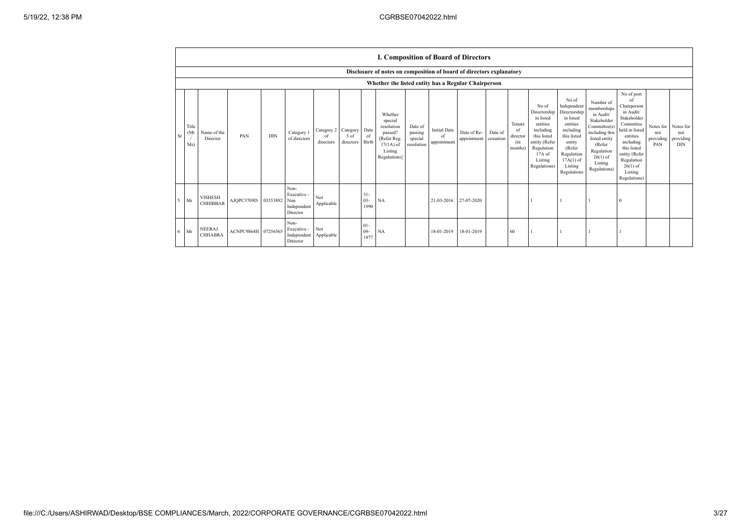## I. Composition of Board of Directors

### Disclosure of notes on composition of board of directors explanatory

### Whether the listed entity has a Regular Chairperson

| Sr | Title (Mr / Ms) | Name of the Director | PAN | DIN | Category 1 of directors | Category 2 of directors | Category 3 of directors | Date of Birth | Whether special resolution passed? [Refer Reg. 17(1A) of Listing Regulations] | Date of passing special resolution | Initial Date of appointment | Date of Re-appointment | Date of cessation | Tenure of director (in months) | No of Directorship in listed entities including this listed entity (Refer Regulation 17A of Listing Regulations) | No of Independent Directorship in listed entities including this listed entity (Refer Regulation 17A(1) of Listing Regulations | Number of memberships in Audit/ Stakeholder Committee(s) including this listed entity (Refer Regulation 26(1) of Listing Regulations) | No of post of Chairperson in Audit/ Stakeholder Committee held in listed entities including this listed entity (Refer Regulation 26(1) of Listing Regulations) | Notes for not providing PAN | Notes for not providing DIN |
|---|---|---|---|---|---|---|---|---|---|---|---|---|---|---|---|---|---|---|---|---|
| 5 | Mr | VISHESH CHHIBBAR | AJQPC3709D | 03553892 | Non-Executive - Non Independent Director | Not Applicable | | 31-03-1990 | NA | | 21-03-2016 | 27-07-2020 | | | 1 | 1 | 1 | 0 | | |
| 6 | Mr | NEERAJ CHHABRA | ACNPC9864H | 07256565 | Non-Executive - Independent Director | Not Applicable | | 01-09-1977 | NA | | 18-01-2019 | 18-01-2019 | | 60 | 1 | 1 | 1 | 1 | | |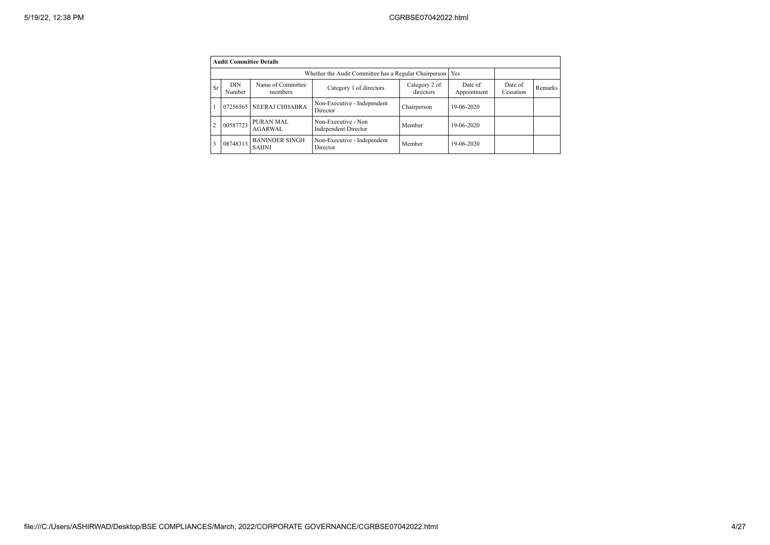| Audit Committee Details | | | | | | | |
|---|---|---|---|---|---|---|---|
| Whether the Audit Committee has a Regular Chairperson | | | | | Yes | | |
| Sr | DIN Number | Name of Committee members | Category 1 of directors | Category 2 of directors | Date of Appointment | Date of Cessation | Remarks |
| 1 | 07256565 | NEERAJ CHHABRA | Non-Executive - Independent Director | Chairperson | 19-06-2020 | | |
| 2 | 00587723 | PURAN MAL AGARWAL | Non-Executive - Non Independent Director | Member | 19-06-2020 | | |
| 3 | 08748313 | BANINDER SINGH SAHNI | Non-Executive - Independent Director | Member | 19-06-2020 | | |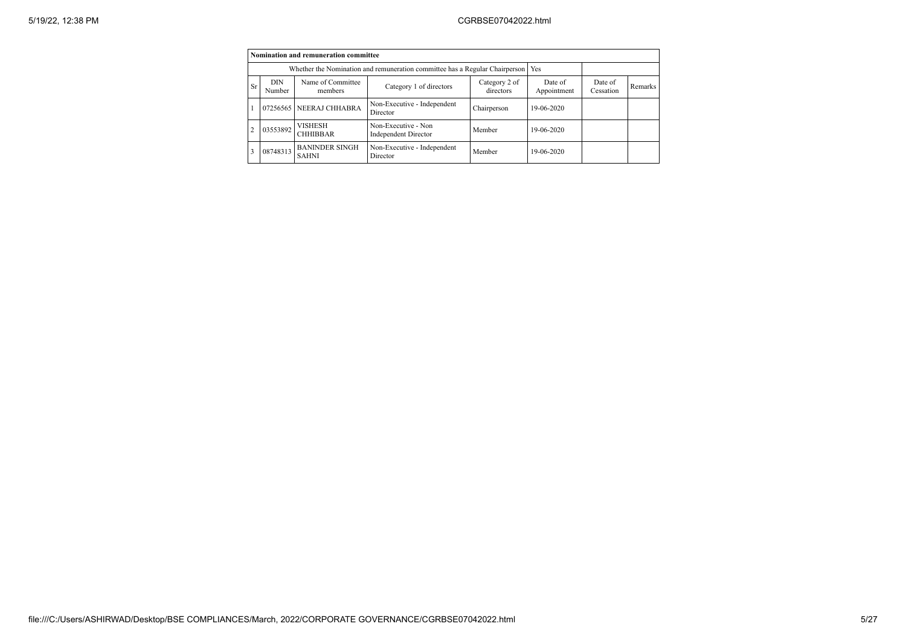| Nomination and remuneration committee | | | | | | | |
|---|---|---|---|---|---|---|---|
| Whether the Nomination and remuneration committee has a Regular Chairperson | | | | | Yes | | |
| Sr | DIN Number | Name of Committee members | Category 1 of directors | Category 2 of directors | Date of Appointment | Date of Cessation | Remarks |
| 1 | 07256565 | NEERAJ CHHABRA | Non-Executive - Independent Director | Chairperson | 19-06-2020 | | |
| 2 | 03553892 | VISHESH CHHIBBAR | Non-Executive - Non Independent Director | Member | 19-06-2020 | | |
| 3 | 08748313 | BANINDER SINGH SAHNI | Non-Executive - Independent Director | Member | 19-06-2020 | | |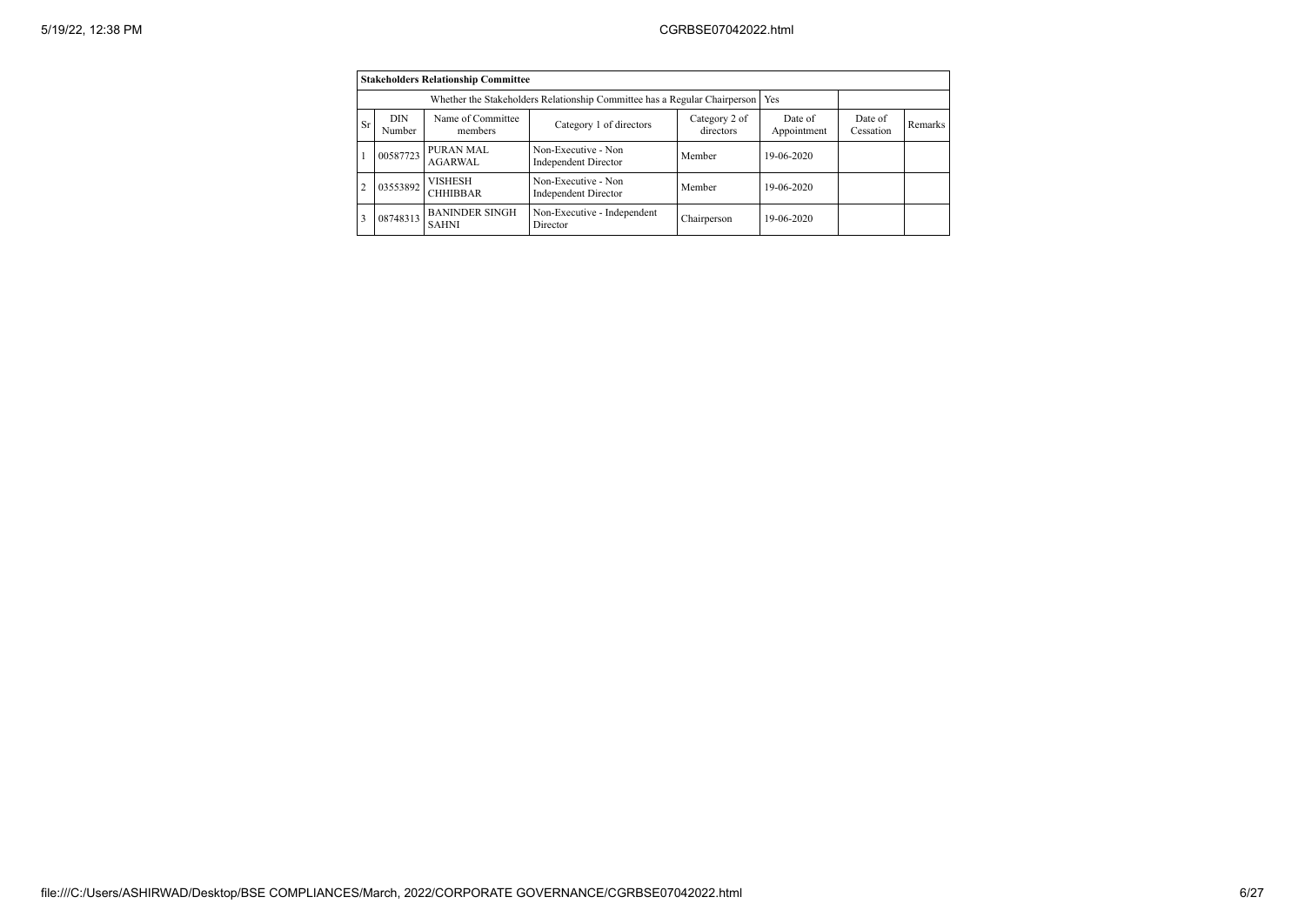| **Stakeholders Relationship Committee** | | | | | | | |
|---|---|---|---|---|---|---|---|
| Whether the Stakeholders Relationship Committee has a Regular Chairperson | | | | | Yes | | |
| Sr | DIN Number | Name of Committee members | Category 1 of directors | Category 2 of directors | Date of Appointment | Date of Cessation | Remarks |
| 1 | 00587723 | PURAN MAL AGARWAL | Non-Executive - Non Independent Director | Member | 19-06-2020 | | |
| 2 | 03553892 | VISHESH CHHIBBAR | Non-Executive - Non Independent Director | Member | 19-06-2020 | | |
| 3 | 08748313 | BANINDER SINGH SAHNI | Non-Executive - Independent Director | Chairperson | 19-06-2020 | | |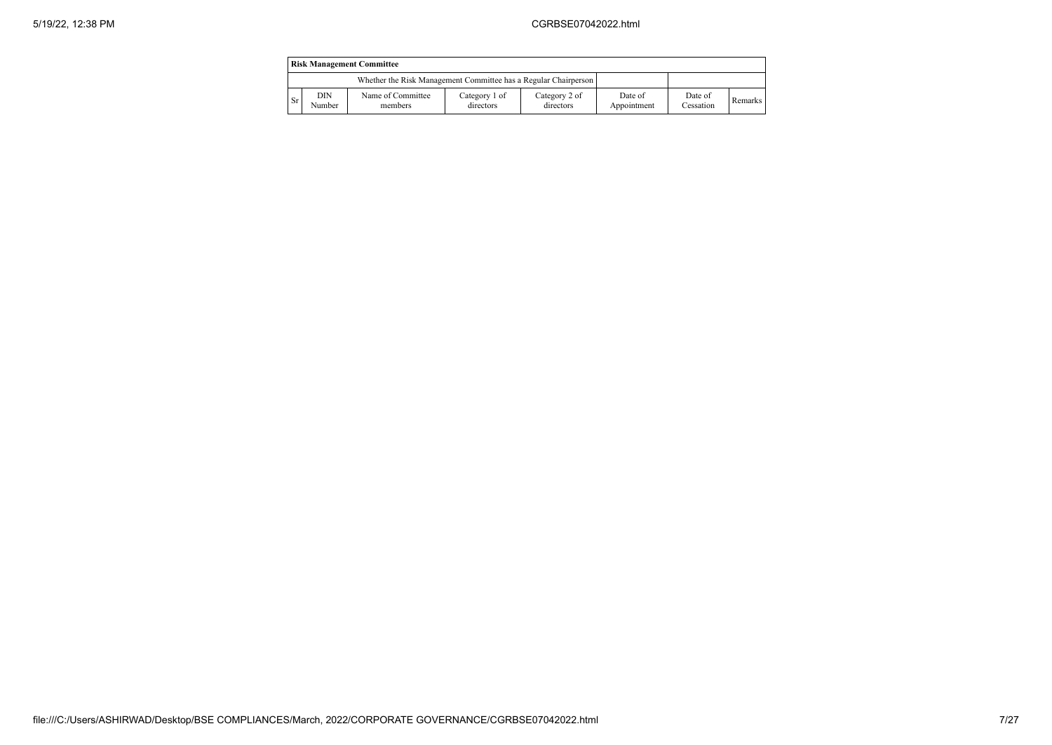| Risk Management Committee | | | | | | | |
|---|---|---|---|---|---|---|---|
| Whether the Risk Management Committee has a Regular Chairperson | | | | | | | |
| Sr | DIN Number | Name of Committee members | Category 1 of directors | Category 2 of directors | Date of Appointment | Date of Cessation | Remarks |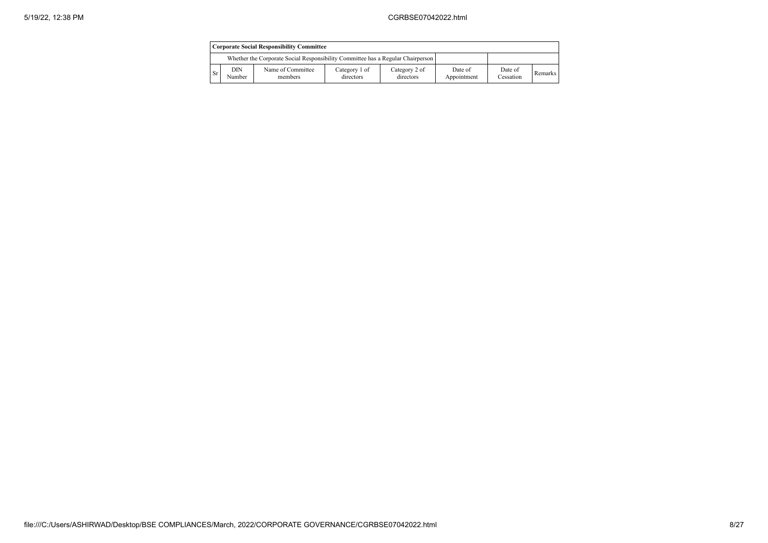| Corporate Social Responsibility Committee | | | | | | | |
|---|---|---|---|---|---|---|---|
| Whether the Corporate Social Responsibility Committee has a Regular Chairperson | | | | | | | |
| Sr | DIN Number | Name of Committee members | Category 1 of directors | Category 2 of directors | Date of Appointment | Date of Cessation | Remarks |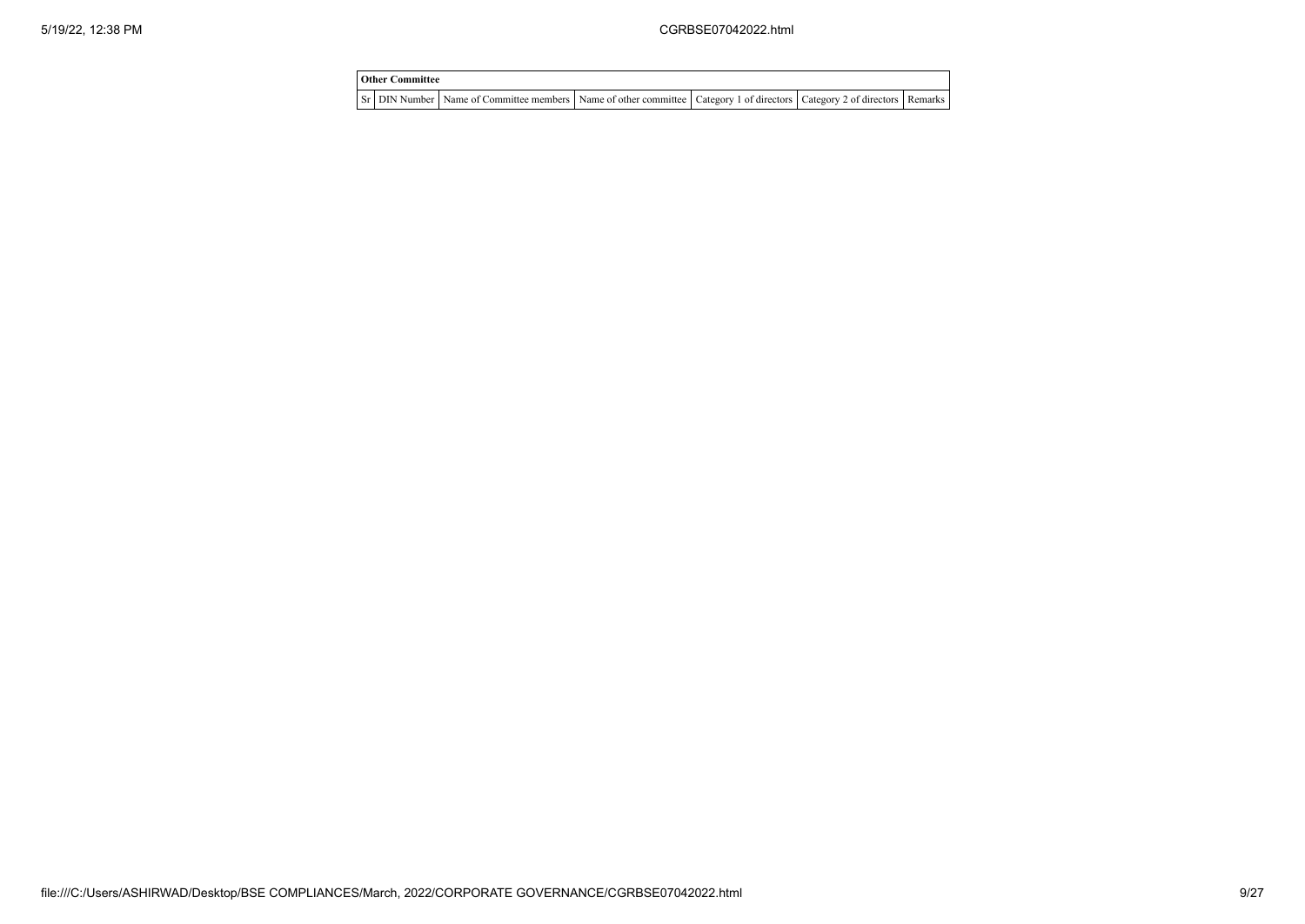| Other Committee | | | | | | |
|---|---|---|---|---|---|---|
| Sr | DIN Number | Name of Committee members | Name of other committee | Category 1 of directors | Category 2 of directors | Remarks |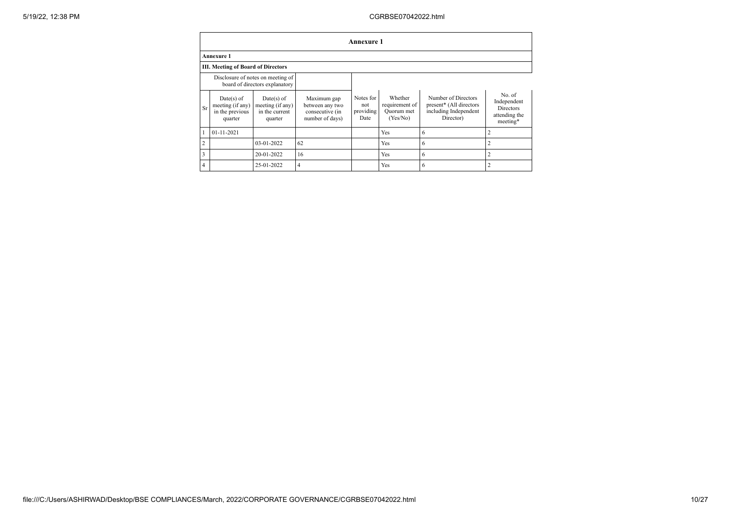## Annexure 1

**Annexure 1**

**III. Meeting of Board of Directors**

| Disclosure of notes on meeting of board of directors explanatory | | | | | | | |
|---|---|---|---|---|---|---|---|
| **Sr** | **Date(s) of meeting (if any) in the previous quarter** | **Date(s) of meeting (if any) in the current quarter** | **Maximum gap between any two consecutive (in number of days)** | **Notes for not providing Date** | **Whether requirement of Quorum met (Yes/No)** | **Number of Directors present* (All directors including Independent Director)** | **No. of Independent Directors attending the meeting*** |
| 1 | 01-11-2021 | | | | Yes | 6 | 2 |
| 2 | | 03-01-2022 | 62 | | Yes | 6 | 2 |
| 3 | | 20-01-2022 | 16 | | Yes | 6 | 2 |
| 4 | | 25-01-2022 | 4 | | Yes | 6 | 2 |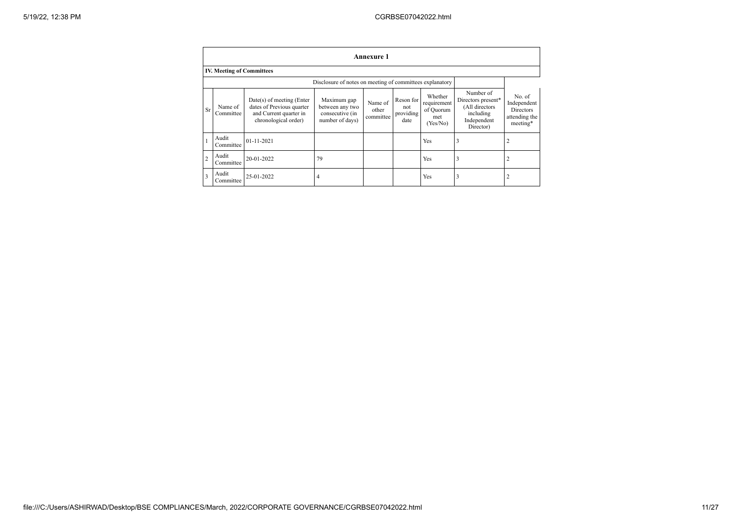## Annexure 1

### IV. Meeting of Committees

| | | | Disclosure of notes on meeting of committees explanatory | | | | | |
|---|---|---|---|---|---|---|---|---|
| Sr | Name of Committee | Date(s) of meeting (Enter dates of Previous quarter and Current quarter in chronological order) | Maximum gap between any two consecutive (in number of days) | Name of other committee | Reson for not providing date | Whether requirement of Quorum met (Yes/No) | Number of Directors present* (All directors including Independent Director) | No. of Independent Directors attending the meeting* |
| 1 | Audit Committee | 01-11-2021 | | | | Yes | 3 | 2 |
| 2 | Audit Committee | 20-01-2022 | 79 | | | Yes | 3 | 2 |
| 3 | Audit Committee | 25-01-2022 | 4 | | | Yes | 3 | 2 |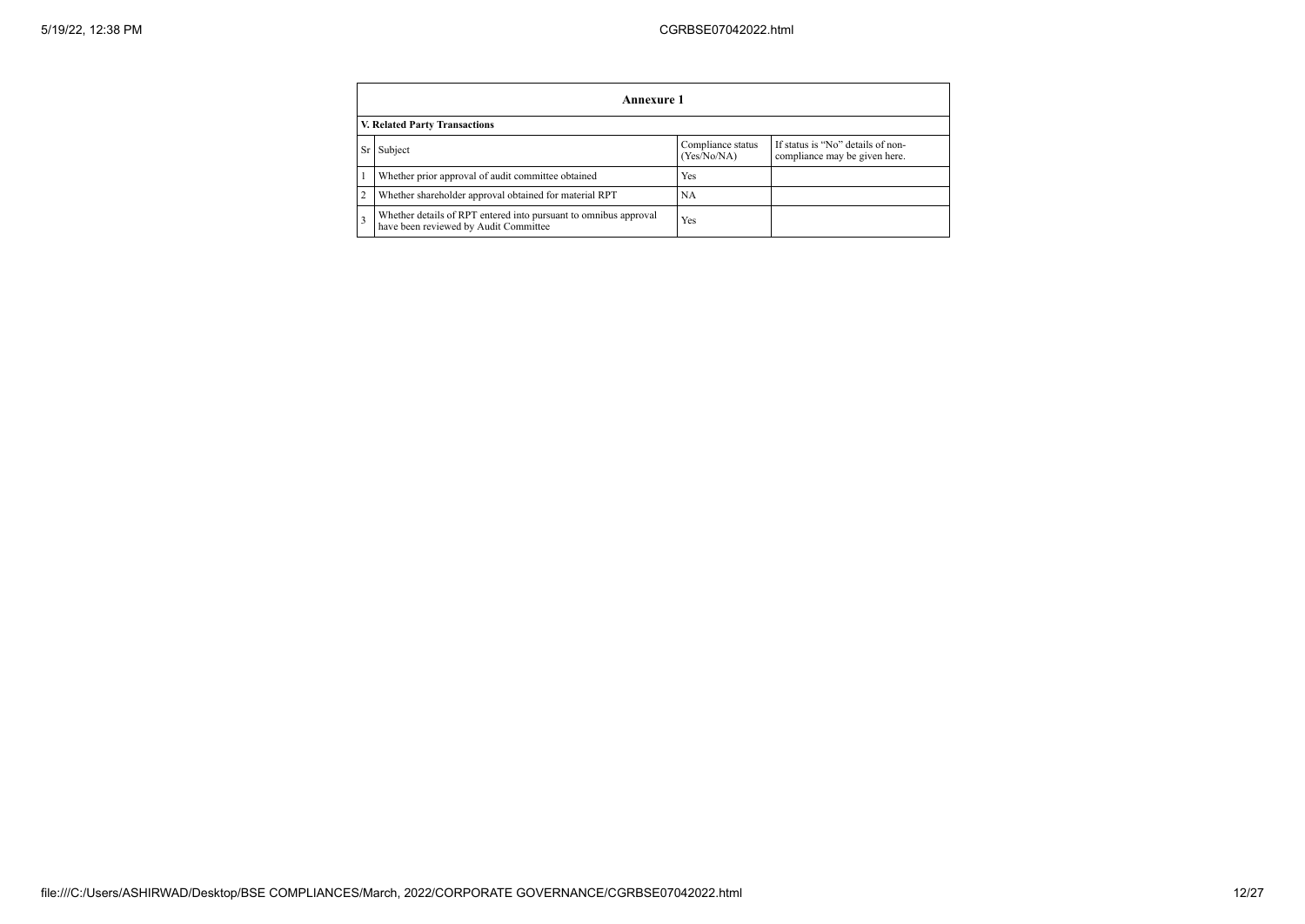## Annexure 1

### V. Related Party Transactions

| Sr | Subject | Compliance status (Yes/No/NA) | If status is "No" details of non-compliance may be given here. |
|---|---|---|---|
| 1 | Whether prior approval of audit committee obtained | Yes | |
| 2 | Whether shareholder approval obtained for material RPT | NA | |
| 3 | Whether details of RPT entered into pursuant to omnibus approval have been reviewed by Audit Committee | Yes | |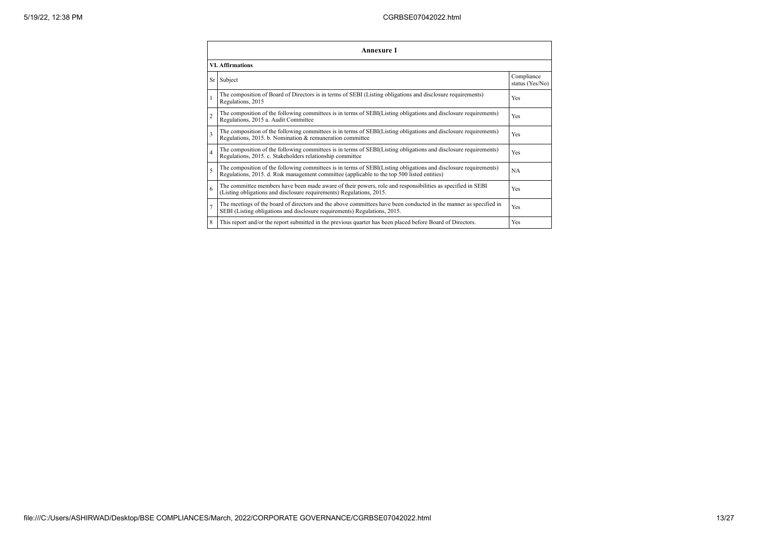| Annexure 1 | | |
|---|---|---|
| **VI. Affirmations** | | |
| Sr | Subject | Compliance status (Yes/No) |
| 1 | The composition of Board of Directors is in terms of SEBI (Listing obligations and disclosure requirements) Regulations, 2015 | Yes |
| 2 | The composition of the following committees is in terms of SEBI(Listing obligations and disclosure requirements) Regulations, 2015 a. Audit Committee | Yes |
| 3 | The composition of the following committees is in terms of SEBI(Listing obligations and disclosure requirements) Regulations, 2015. b. Nomination & remuneration committee | Yes |
| 4 | The composition of the following committees is in terms of SEBI(Listing obligations and disclosure requirements) Regulations, 2015. c. Stakeholders relationship committee | Yes |
| 5 | The composition of the following committees is in terms of SEBI(Listing obligations and disclosure requirements) Regulations, 2015. d. Risk management committee (applicable to the top 500 listed entities) | NA |
| 6 | The committee members have been made aware of their powers, role and responsibilities as specified in SEBI (Listing obligations and disclosure requirements) Regulations, 2015. | Yes |
| 7 | The meetings of the board of directors and the above committees have been conducted in the manner as specified in SEBI (Listing obligations and disclosure requirements) Regulations, 2015. | Yes |
| 8 | This report and/or the report submitted in the previous quarter has been placed before Board of Directors. | Yes |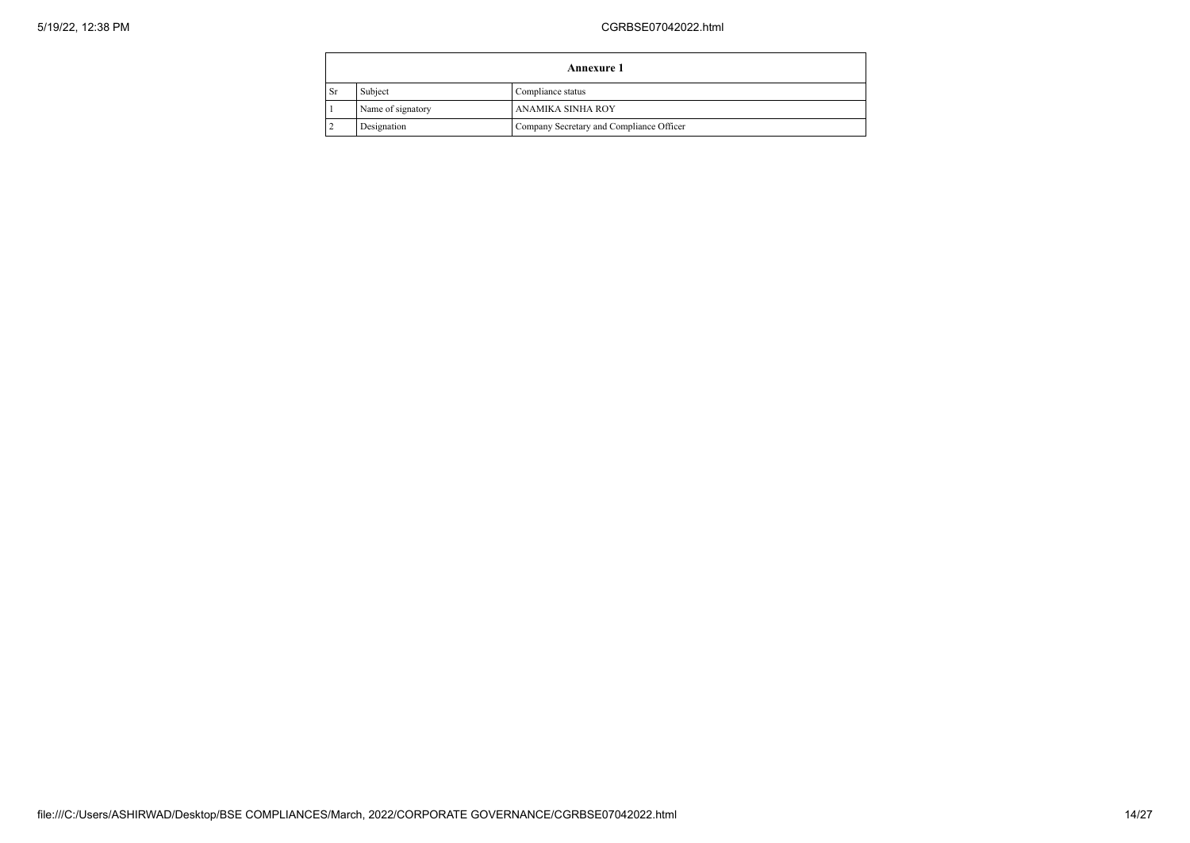| Annexure 1 | | |
|---|---|---|
| Sr | Subject | Compliance status |
| 1 | Name of signatory | ANAMIKA SINHA ROY |
| 2 | Designation | Company Secretary and Compliance Officer |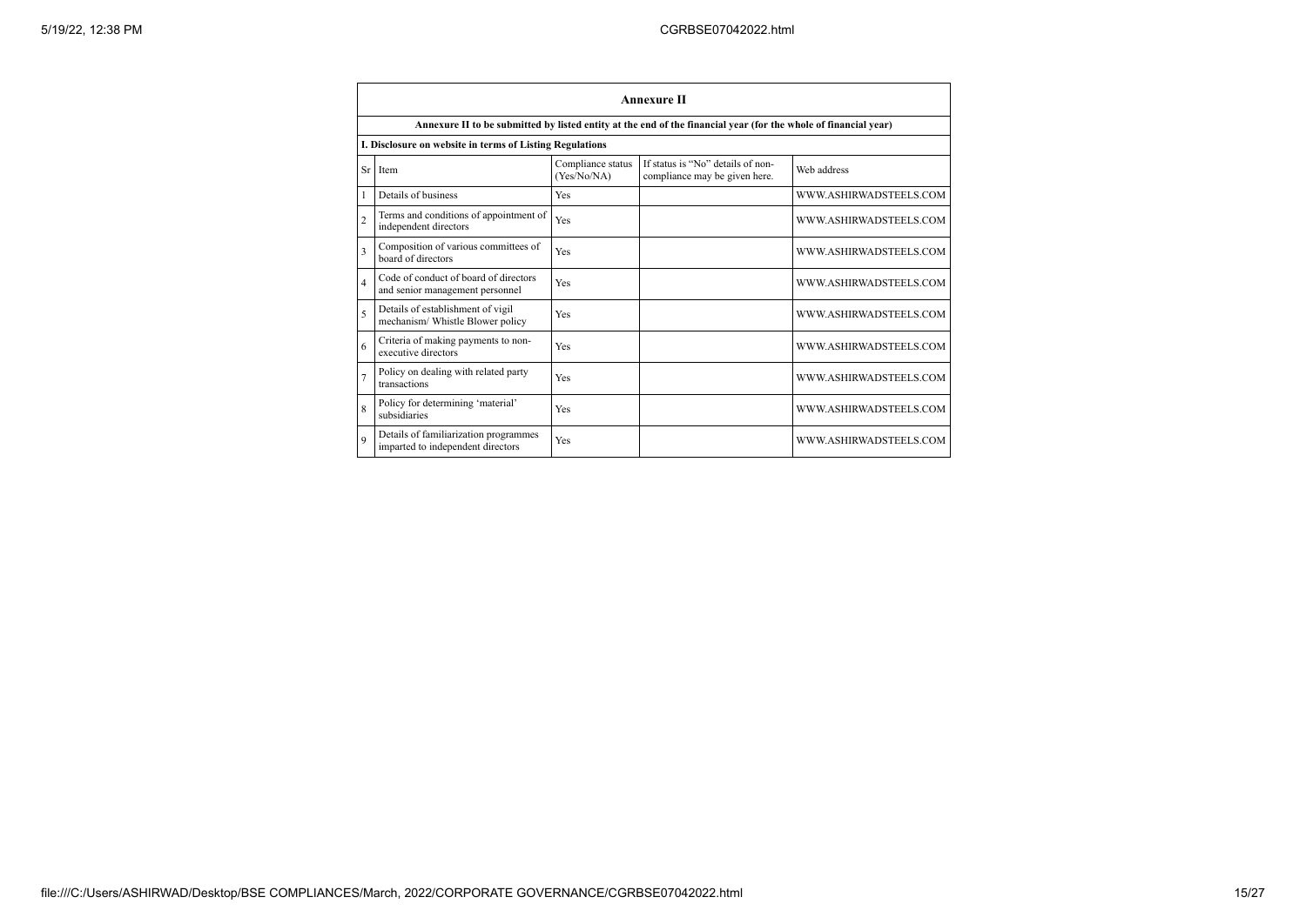## Annexure II

**Annexure II to be submitted by listed entity at the end of the financial year (for the whole of financial year)**

**I. Disclosure on website in terms of Listing Regulations**

| Sr | Item | Compliance status (Yes/No/NA) | If status is "No" details of non-compliance may be given here. | Web address |
|---|---|---|---|---|
| 1 | Details of business | Yes | | WWW.ASHIRWADSTEELS.COM |
| 2 | Terms and conditions of appointment of independent directors | Yes | | WWW.ASHIRWADSTEELS.COM |
| 3 | Composition of various committees of board of directors | Yes | | WWW.ASHIRWADSTEELS.COM |
| 4 | Code of conduct of board of directors and senior management personnel | Yes | | WWW.ASHIRWADSTEELS.COM |
| 5 | Details of establishment of vigil mechanism/ Whistle Blower policy | Yes | | WWW.ASHIRWADSTEELS.COM |
| 6 | Criteria of making payments to non-executive directors | Yes | | WWW.ASHIRWADSTEELS.COM |
| 7 | Policy on dealing with related party transactions | Yes | | WWW.ASHIRWADSTEELS.COM |
| 8 | Policy for determining 'material' subsidiaries | Yes | | WWW.ASHIRWADSTEELS.COM |
| 9 | Details of familiarization programmes imparted to independent directors | Yes | | WWW.ASHIRWADSTEELS.COM |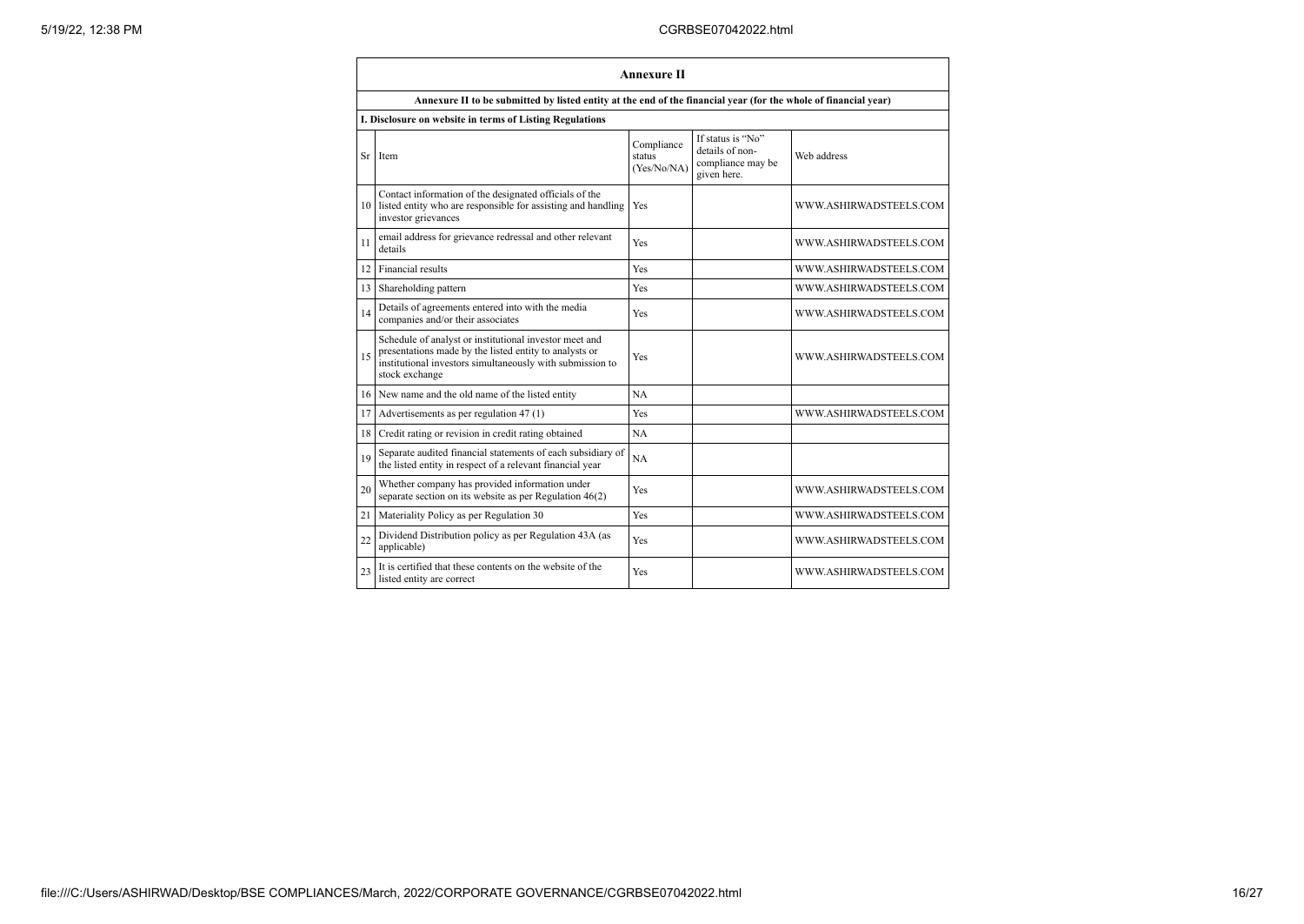## Annexure II

**Annexure II to be submitted by listed entity at the end of the financial year (for the whole of financial year)**

**I. Disclosure on website in terms of Listing Regulations**

| Sr | Item | Compliance status (Yes/No/NA) | If status is "No" details of non-compliance may be given here. | Web address |
|---|---|---|---|---|
| 10 | Contact information of the designated officials of the listed entity who are responsible for assisting and handling investor grievances | Yes | | WWW.ASHIRWADSTEELS.COM |
| 11 | email address for grievance redressal and other relevant details | Yes | | WWW.ASHIRWADSTEELS.COM |
| 12 | Financial results | Yes | | WWW.ASHIRWADSTEELS.COM |
| 13 | Shareholding pattern | Yes | | WWW.ASHIRWADSTEELS.COM |
| 14 | Details of agreements entered into with the media companies and/or their associates | Yes | | WWW.ASHIRWADSTEELS.COM |
| 15 | Schedule of analyst or institutional investor meet and presentations made by the listed entity to analysts or institutional investors simultaneously with submission to stock exchange | Yes | | WWW.ASHIRWADSTEELS.COM |
| 16 | New name and the old name of the listed entity | NA | | |
| 17 | Advertisements as per regulation 47 (1) | Yes | | WWW.ASHIRWADSTEELS.COM |
| 18 | Credit rating or revision in credit rating obtained | NA | | |
| 19 | Separate audited financial statements of each subsidiary of the listed entity in respect of a relevant financial year | NA | | |
| 20 | Whether company has provided information under separate section on its website as per Regulation 46(2) | Yes | | WWW.ASHIRWADSTEELS.COM |
| 21 | Materiality Policy as per Regulation 30 | Yes | | WWW.ASHIRWADSTEELS.COM |
| 22 | Dividend Distribution policy as per Regulation 43A (as applicable) | Yes | | WWW.ASHIRWADSTEELS.COM |
| 23 | It is certified that these contents on the website of the listed entity are correct | Yes | | WWW.ASHIRWADSTEELS.COM |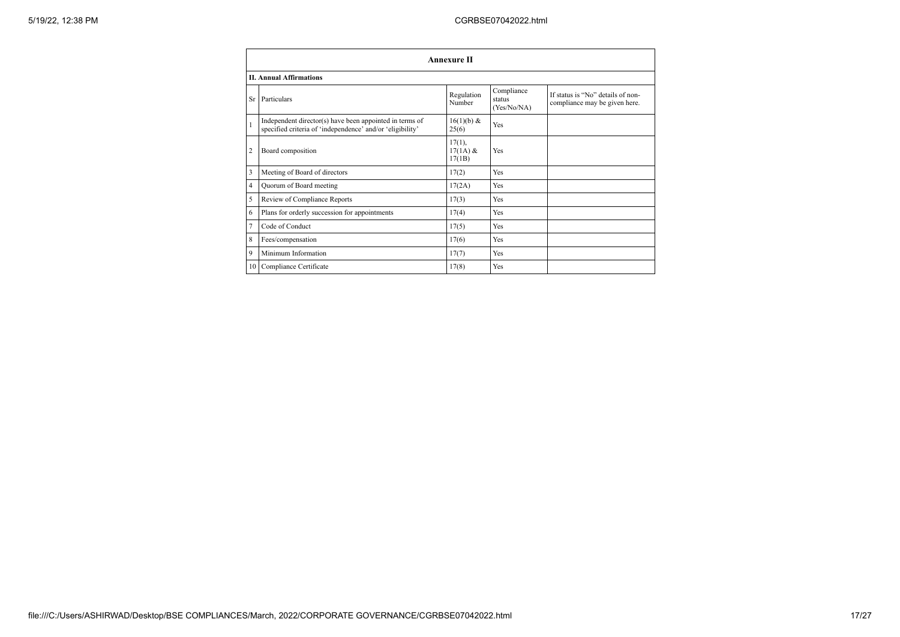| Annexure II | | | | |
|---|---|---|---|---|
| **II. Annual Affirmations** | | | | |
| Sr | Particulars | Regulation Number | Compliance status (Yes/No/NA) | If status is "No" details of non-compliance may be given here. |
| 1 | Independent director(s) have been appointed in terms of specified criteria of 'independence' and/or 'eligibility' | 16(1)(b) & 25(6) | Yes | |
| 2 | Board composition | 17(1), 17(1A) & 17(1B) | Yes | |
| 3 | Meeting of Board of directors | 17(2) | Yes | |
| 4 | Quorum of Board meeting | 17(2A) | Yes | |
| 5 | Review of Compliance Reports | 17(3) | Yes | |
| 6 | Plans for orderly succession for appointments | 17(4) | Yes | |
| 7 | Code of Conduct | 17(5) | Yes | |
| 8 | Fees/compensation | 17(6) | Yes | |
| 9 | Minimum Information | 17(7) | Yes | |
| 10 | Compliance Certificate | 17(8) | Yes | |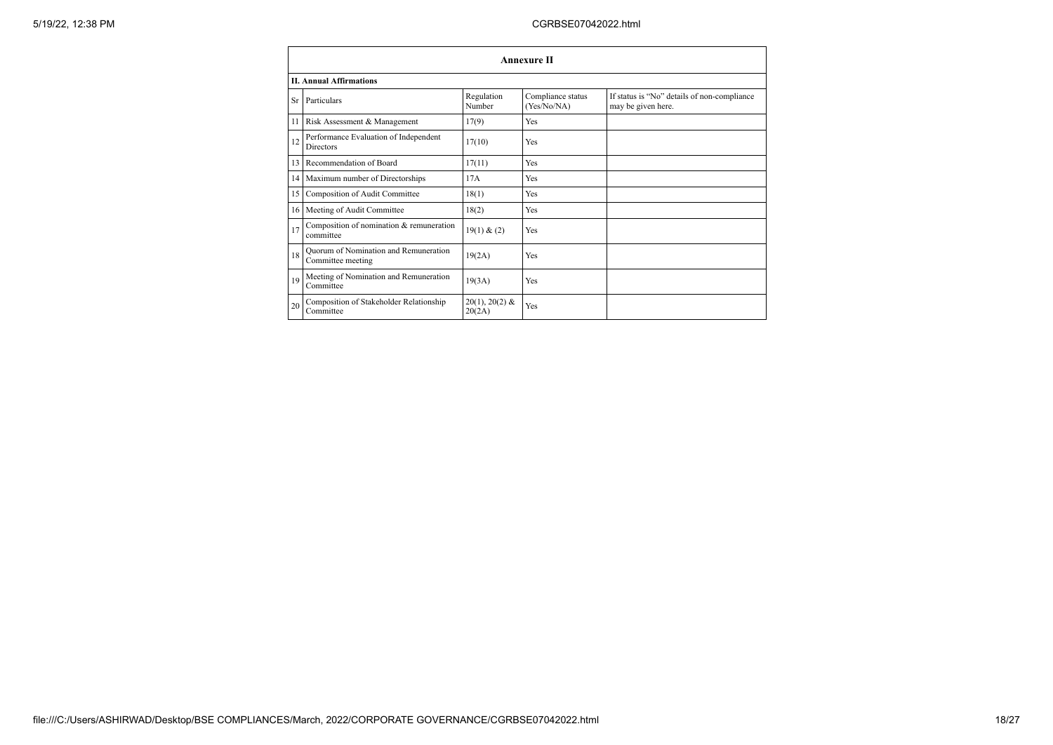## Annexure II

### II. Annual Affirmations

| Sr | Particulars | Regulation Number | Compliance status (Yes/No/NA) | If status is "No" details of non-compliance may be given here. |
|---|---|---|---|---|
| 11 | Risk Assessment & Management | 17(9) | Yes | |
| 12 | Performance Evaluation of Independent Directors | 17(10) | Yes | |
| 13 | Recommendation of Board | 17(11) | Yes | |
| 14 | Maximum number of Directorships | 17A | Yes | |
| 15 | Composition of Audit Committee | 18(1) | Yes | |
| 16 | Meeting of Audit Committee | 18(2) | Yes | |
| 17 | Composition of nomination & remuneration committee | 19(1) & (2) | Yes | |
| 18 | Quorum of Nomination and Remuneration Committee meeting | 19(2A) | Yes | |
| 19 | Meeting of Nomination and Remuneration Committee | 19(3A) | Yes | |
| 20 | Composition of Stakeholder Relationship Committee | 20(1), 20(2) & 20(2A) | Yes | |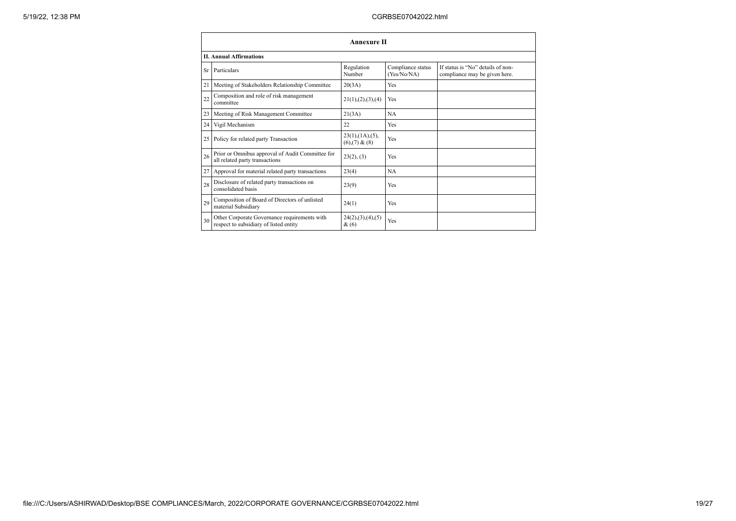## Annexure II

### II. Annual Affirmations

| Sr | Particulars | Regulation Number | Compliance status (Yes/No/NA) | If status is "No" details of non-compliance may be given here. |
|---|---|---|---|---|
| 21 | Meeting of Stakeholders Relationship Committee | 20(3A) | Yes | |
| 22 | Composition and role of risk management committee | 21(1),(2),(3),(4) | Yes | |
| 23 | Meeting of Risk Management Committee | 21(3A) | NA | |
| 24 | Vigil Mechanism | 22 | Yes | |
| 25 | Policy for related party Transaction | 23(1),(1A),(5),(6),(7) & (8) | Yes | |
| 26 | Prior or Omnibus approval of Audit Committee for all related party transactions | 23(2), (3) | Yes | |
| 27 | Approval for material related party transactions | 23(4) | NA | |
| 28 | Disclosure of related party transactions on consolidated basis | 23(9) | Yes | |
| 29 | Composition of Board of Directors of unlisted material Subsidiary | 24(1) | Yes | |
| 30 | Other Corporate Governance requirements with respect to subsidiary of listed entity | 24(2),(3),(4),(5) & (6) | Yes | |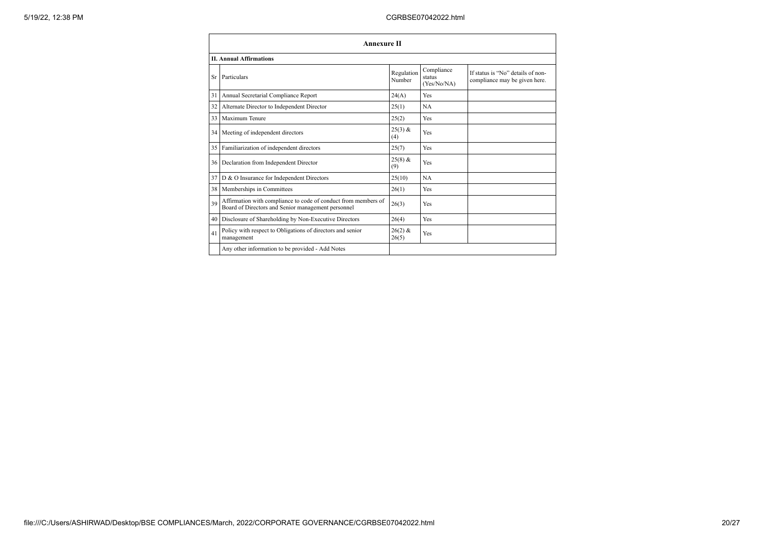## Annexure II

### II. Annual Affirmations

| Sr | Particulars | Regulation Number | Compliance status (Yes/No/NA) | If status is "No" details of non-compliance may be given here. |
|---|---|---|---|---|
| 31 | Annual Secretarial Compliance Report | 24(A) | Yes | |
| 32 | Alternate Director to Independent Director | 25(1) | NA | |
| 33 | Maximum Tenure | 25(2) | Yes | |
| 34 | Meeting of independent directors | 25(3) & (4) | Yes | |
| 35 | Familiarization of independent directors | 25(7) | Yes | |
| 36 | Declaration from Independent Director | 25(8) & (9) | Yes | |
| 37 | D & O Insurance for Independent Directors | 25(10) | NA | |
| 38 | Memberships in Committees | 26(1) | Yes | |
| 39 | Affirmation with compliance to code of conduct from members of Board of Directors and Senior management personnel | 26(3) | Yes | |
| 40 | Disclosure of Shareholding by Non-Executive Directors | 26(4) | Yes | |
| 41 | Policy with respect to Obligations of directors and senior management | 26(2) & 26(5) | Yes | |
| | Any other information to be provided - Add Notes | | | |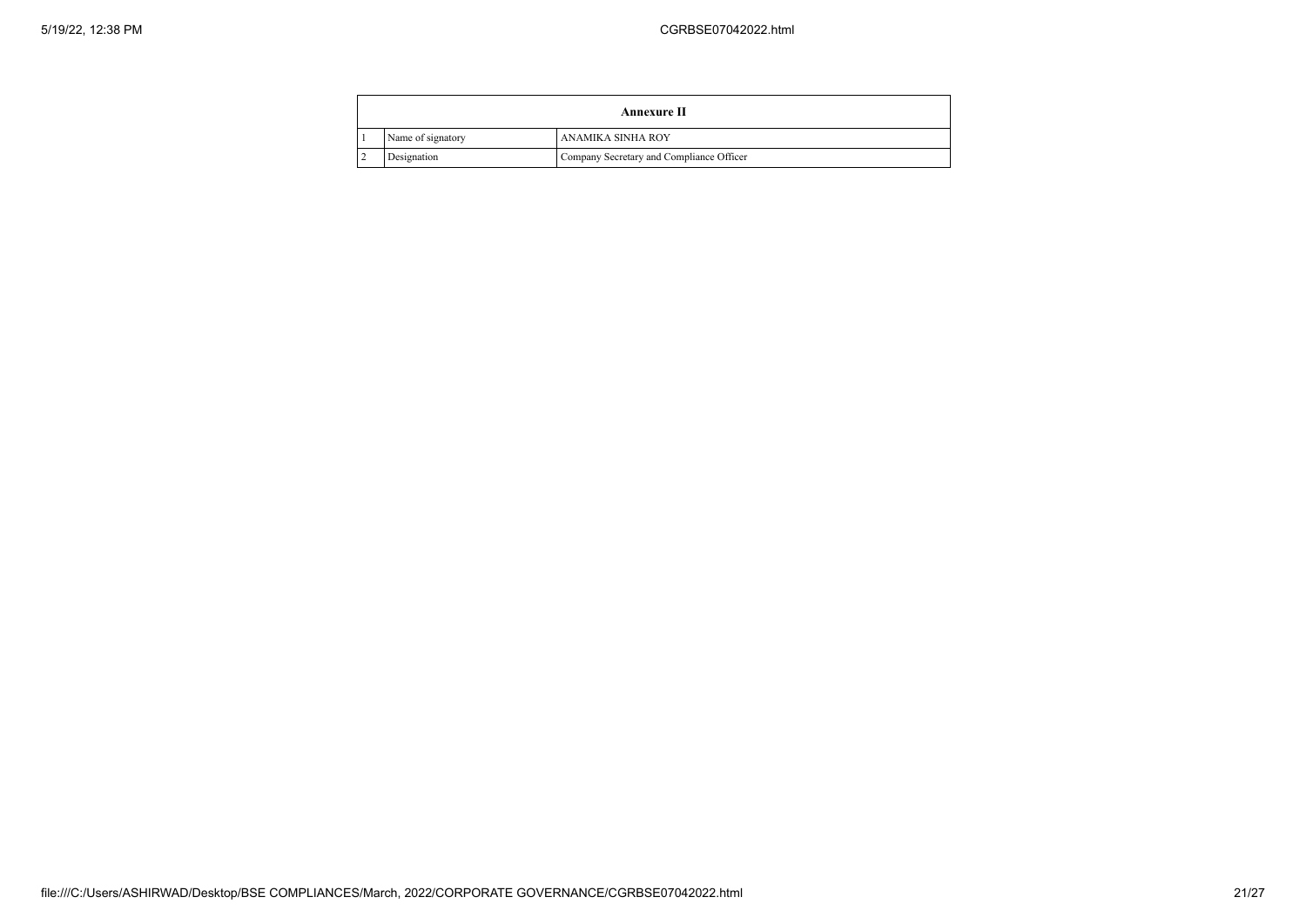| Annexure II | | |
|---|---|---|
| 1 | Name of signatory | ANAMIKA SINHA ROY |
| 2 | Designation | Company Secretary and Compliance Officer |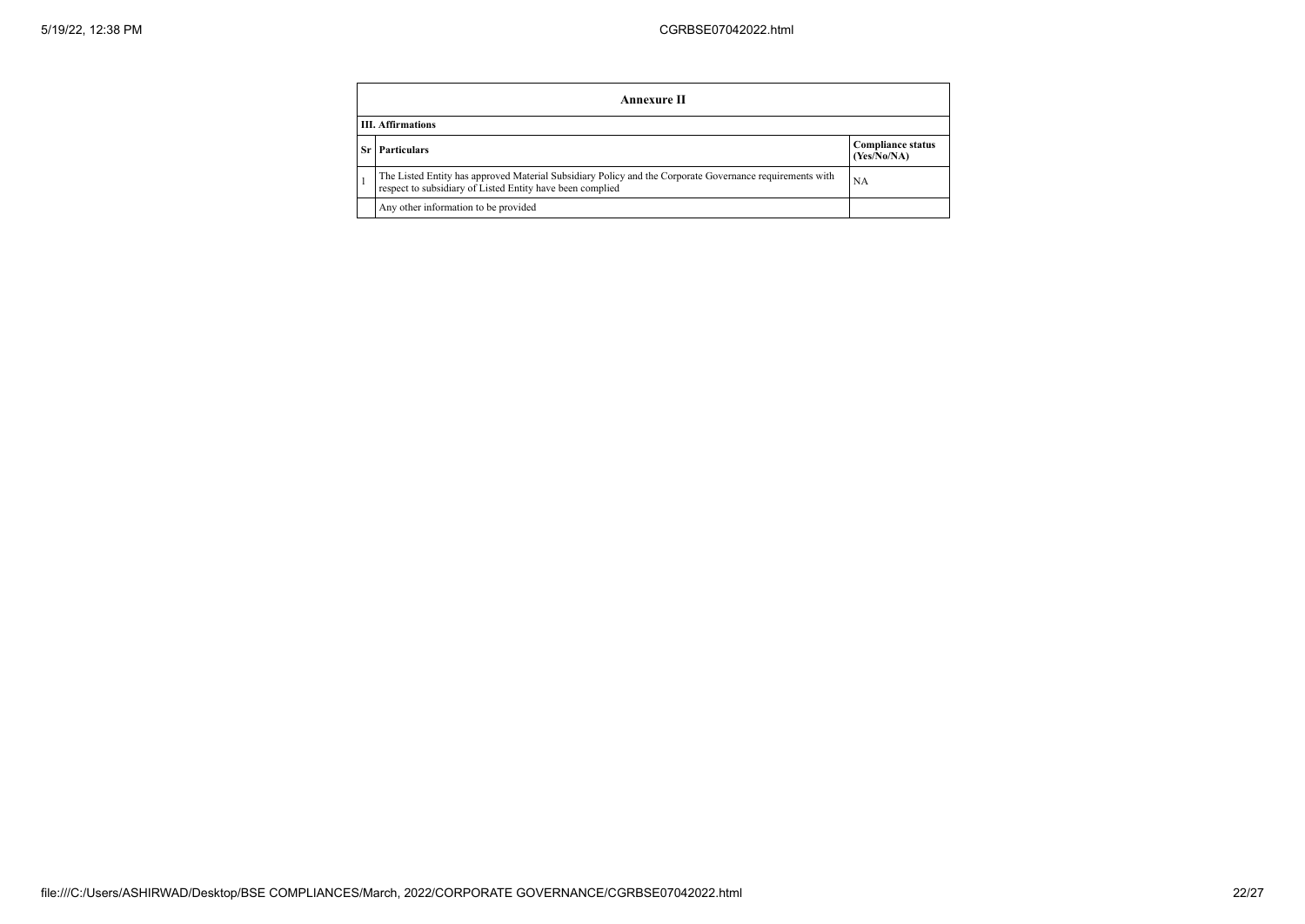| Annexure II | | |
|---|---|---|
| **III. Affirmations** | | |
| **Sr** | **Particulars** | **Compliance status (Yes/No/NA)** |
| 1 | The Listed Entity has approved Material Subsidiary Policy and the Corporate Governance requirements with respect to subsidiary of Listed Entity have been complied | NA |
| | Any other information to be provided | |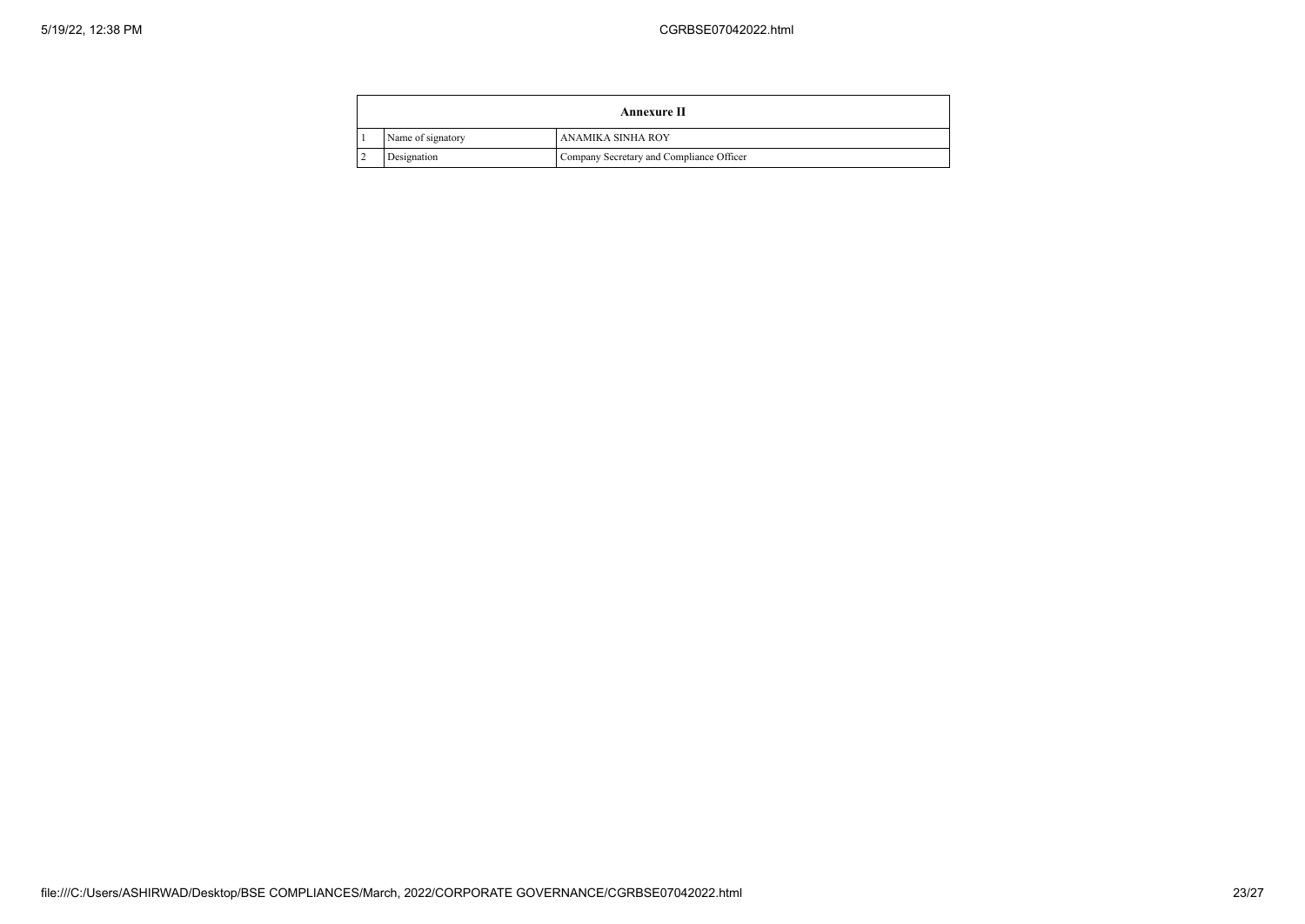| Annexure II | | |
|---|---|---|
| 1 | Name of signatory | ANAMIKA SINHA ROY |
| 2 | Designation | Company Secretary and Compliance Officer |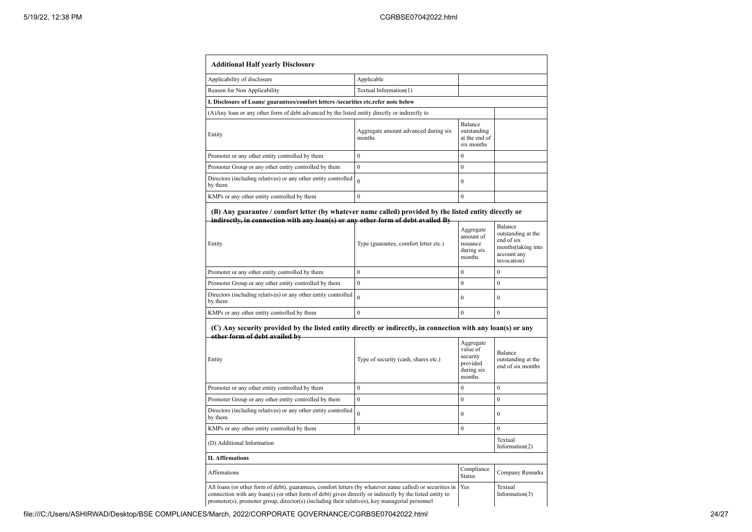| **Additional Half yearly Disclosure** | | | |
|---|---|---|---|
| Applicability of disclosure | Applicable | | |
| Reason for Non Applicability | Textual Information(1) | | |
| **I. Disclosure of Loans/ guarantees/comfort letters /securities etc.refer note below** | | | |
| (A)Any loan or any other form of debt advanced by the listed entity directly or indirectly to | | | |
| Entity | Aggregate amount advanced during six months | Balance outstanding at the end of six months | |
| Promoter or any other entity controlled by them | 0 | 0 | |
| Promoter Group or any other entity controlled by them | 0 | 0 | |
| Directors (including relatives) or any other entity controlled by them | 0 | 0 | |
| KMPs or any other entity controlled by them | 0 | 0 | |
| **(B) Any guarantee / comfort letter (by whatever name called) provided by the listed entity directly or indirectly, in connection with any loan(s) or any other form of debt availed By** | | | |
| Entity | Type (guarantee, comfort letter etc.) | Aggregate amount of issuance during six months | Balance outstanding at the end of six months(taking into account any invocation) |
| Promoter or any other entity controlled by them | 0 | 0 | 0 |
| Promoter Group or any other entity controlled by them | 0 | 0 | 0 |
| Directors (including relatives) or any other entity controlled by them | 0 | 0 | 0 |
| KMPs or any other entity controlled by them | 0 | 0 | 0 |
| **(C) Any security provided by the listed entity directly or indirectly, in connection with any loan(s) or any other form of debt availed by** | | | |
| Entity | Type of security (cash, shares etc.) | Aggregate value of security provided during six months | Balance outstanding at the end of six months |
| Promoter or any other entity controlled by them | 0 | 0 | 0 |
| Promoter Group or any other entity controlled by them | 0 | 0 | 0 |
| Directors (including relatives) or any other entity controlled by them | 0 | 0 | 0 |
| KMPs or any other entity controlled by them | 0 | 0 | 0 |
| (D) Additional Information | | | Textual Information(2) |
| **II. Affirmations** | | | |
| Affirmations | | Compliance Status | Company Remarks |
| All loans (or other form of debt), guarantees, comfort letters (by whatever name called) or securities in connection with any loan(s) (or other form of debt) given directly or indirectly by the listed entity to promoter(s), promoter group, director(s) (including their relatives), key managerial personnel | | Yes | Textual Information(3) |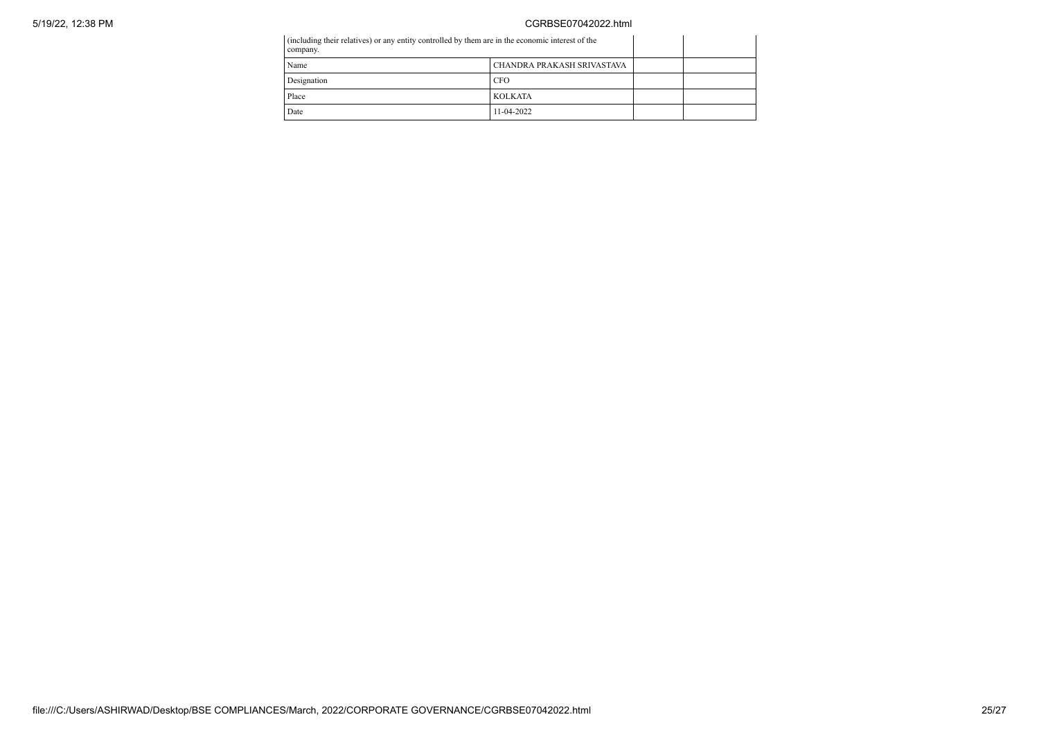| (including their relatives) or any entity controlled by them are in the economic interest of the company. | | | |
|---|---|---|---|
| Name | CHANDRA PRAKASH SRIVASTAVA | | |
| Designation | CFO | | |
| Place | KOLKATA | | |
| Date | 11-04-2022 | | |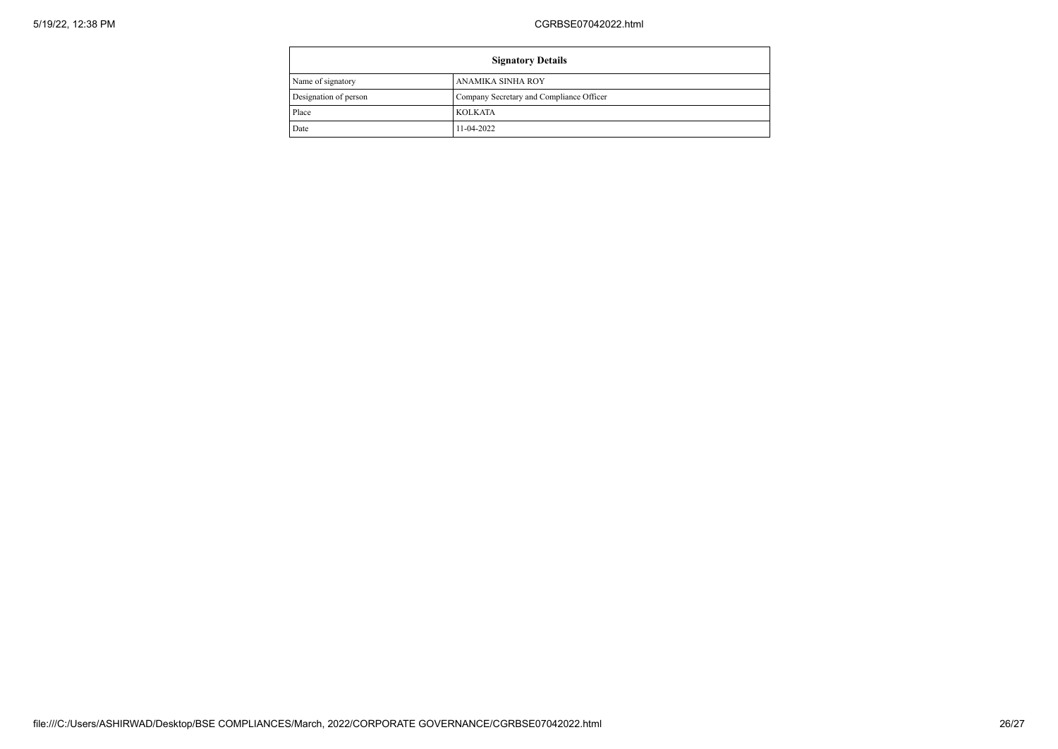| Signatory Details | |
|---|---|
| Name of signatory | ANAMIKA SINHA ROY |
| Designation of person | Company Secretary and Compliance Officer |
| Place | KOLKATA |
| Date | 11-04-2022 |